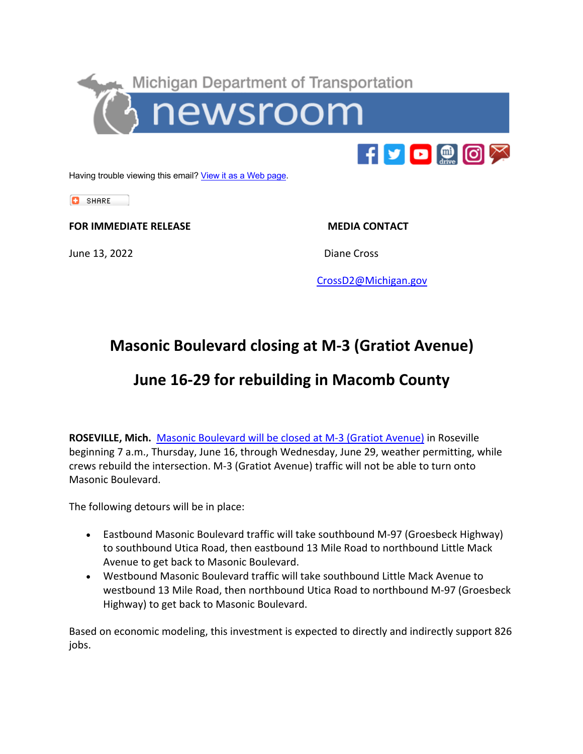Michigan Department of Transportation newsroom

Having trouble viewing this email? View it as a Web page.

SHARE

**FOR IMMEDIATE RELEASE**

June 13, 2022

**MEDIA CONTACT**

Diane Cross

CrossD2@Michigan.gov

# Masonic Boulevard closing at M-3 (Gratiot Avenue)

# June 16-29 for rebuilding in Macomb County

**ROSEVILLE, Mich.** Masonic Boulevard will be closed at M-3 (Gratiot Avenue) in Roseville beginning 7 a.m., Thursday, June 16, through Wednesday, June 29, weather permitting, while crews rebuild the intersection. M-3 (Gratiot Avenue) traffic will not be able to turn onto Masonic Boulevard.

The following detours will be in place:

- Eastbound Masonic Boulevard traffic will take southbound M-97 (Groesbeck Highway) to southbound Utica Road, then eastbound 13 Mile Road to northbound Little Mack Avenue to get back to Masonic Boulevard.
- Westbound Masonic Boulevard traffic will take southbound Little Mack Avenue to westbound 13 Mile Road, then northbound Utica Road to northbound M-97 (Groesbeck Highway) to get back to Masonic Boulevard.

Based on economic modeling, this investment is expected to directly and indirectly support 826 jobs.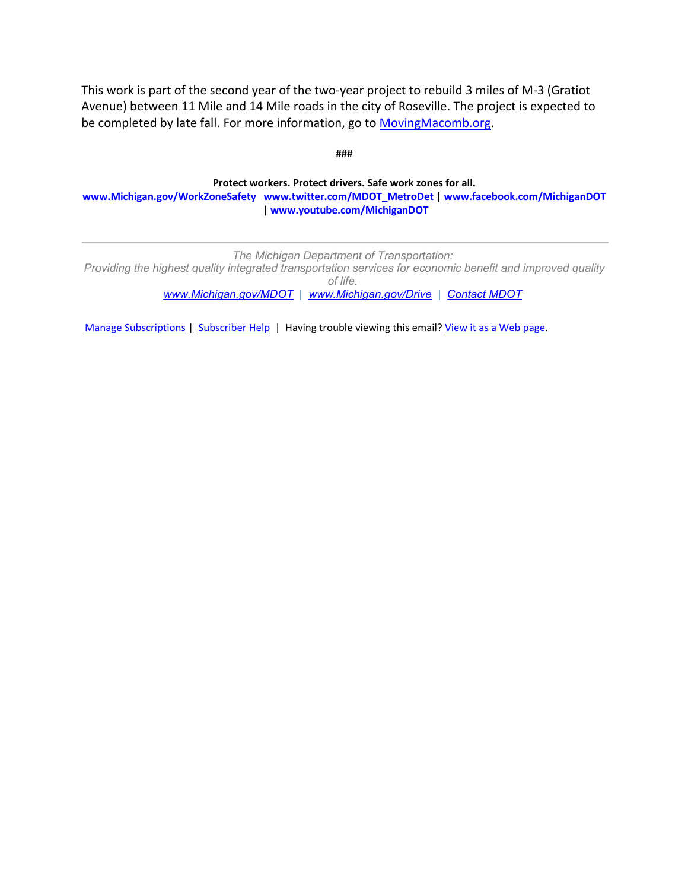This work is part of the second year of the two-year project to rebuild 3 miles of M-3 (Gratiot Avenue) between 11 Mile and 14 Mile roads in the city of Roseville. The project is expected to be completed by late fall. For more information, go to [MovingMacomb.org](MovingMacomb.org).

###

**Protect workers. Protect drivers. Safe work zones for all.**

**www.Michigan.gov/WorkZoneSafety   www.twitter.com/MDOT_MetroDet | www.facebook.com/MichiganDOT | www.youtube.com/MichiganDOT**

---

*The Michigan Department of Transportation:*
*Providing the highest quality integrated transportation services for economic benefit and improved quality of life.*
*www.Michigan.gov/MDOT* | *www.Michigan.gov/Drive* | *Contact MDOT*

Manage Subscriptions | Subscriber Help | Having trouble viewing this email? View it as a Web page.